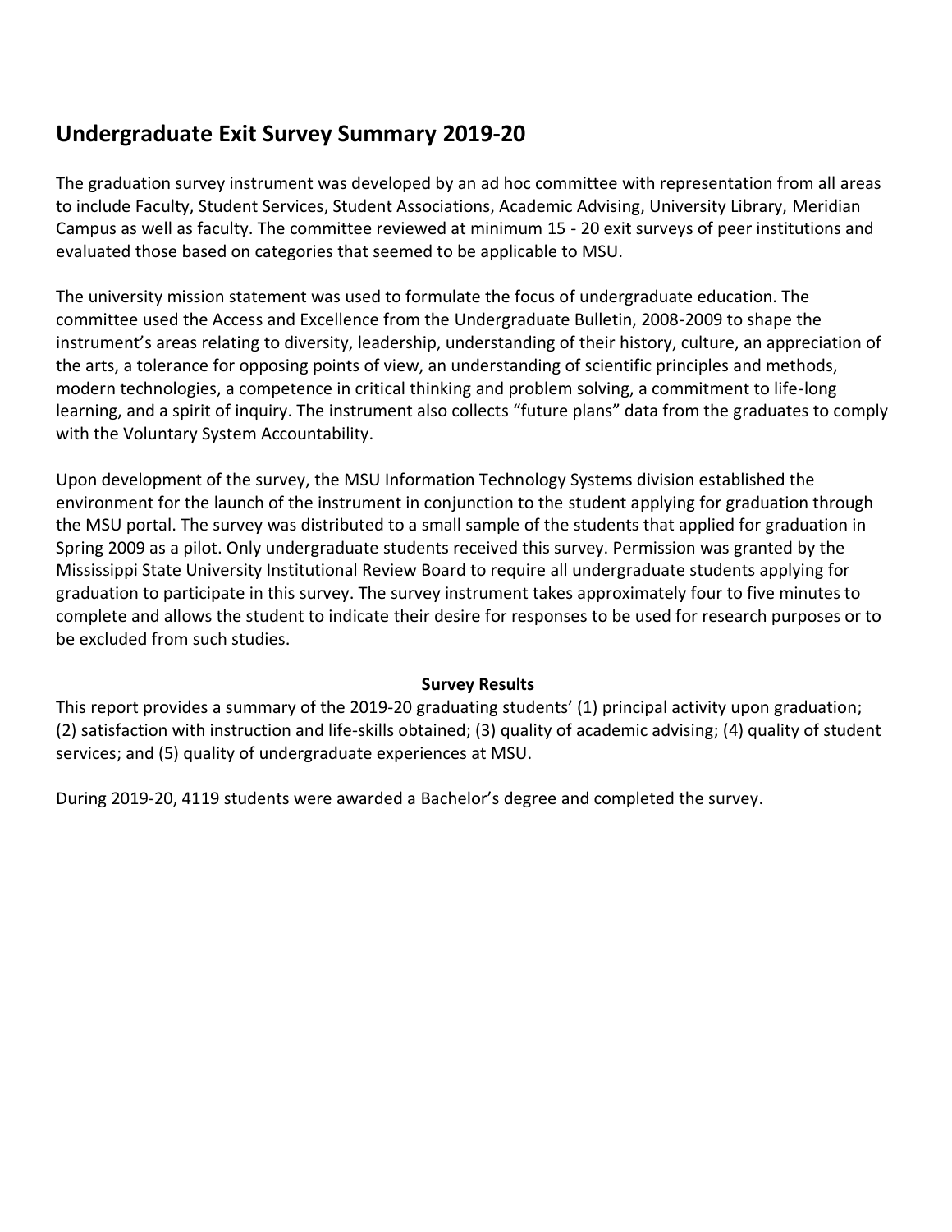# Undergraduate Exit Survey Summary 2019-20

The graduation survey instrument was developed by an ad hoc committee with representation from all areas to include Faculty, Student Services, Student Associations, Academic Advising, University Library, Meridian Campus as well as faculty. The committee reviewed at minimum 15 - 20 exit surveys of peer institutions and evaluated those based on categories that seemed to be applicable to MSU.

The university mission statement was used to formulate the focus of undergraduate education. The committee used the Access and Excellence from the Undergraduate Bulletin, 2008-2009 to shape the instrument's areas relating to diversity, leadership, understanding of their history, culture, an appreciation of the arts, a tolerance for opposing points of view, an understanding of scientific principles and methods, modern technologies, a competence in critical thinking and problem solving, a commitment to life-long learning, and a spirit of inquiry. The instrument also collects "future plans" data from the graduates to comply with the Voluntary System Accountability.

Upon development of the survey, the MSU Information Technology Systems division established the environment for the launch of the instrument in conjunction to the student applying for graduation through the MSU portal. The survey was distributed to a small sample of the students that applied for graduation in Spring 2009 as a pilot. Only undergraduate students received this survey. Permission was granted by the Mississippi State University Institutional Review Board to require all undergraduate students applying for graduation to participate in this survey. The survey instrument takes approximately four to five minutes to complete and allows the student to indicate their desire for responses to be used for research purposes or to be excluded from such studies.

**Survey Results**

This report provides a summary of the 2019-20 graduating students' (1) principal activity upon graduation; (2) satisfaction with instruction and life-skills obtained; (3) quality of academic advising; (4) quality of student services; and (5) quality of undergraduate experiences at MSU.

During 2019-20, 4119 students were awarded a Bachelor's degree and completed the survey.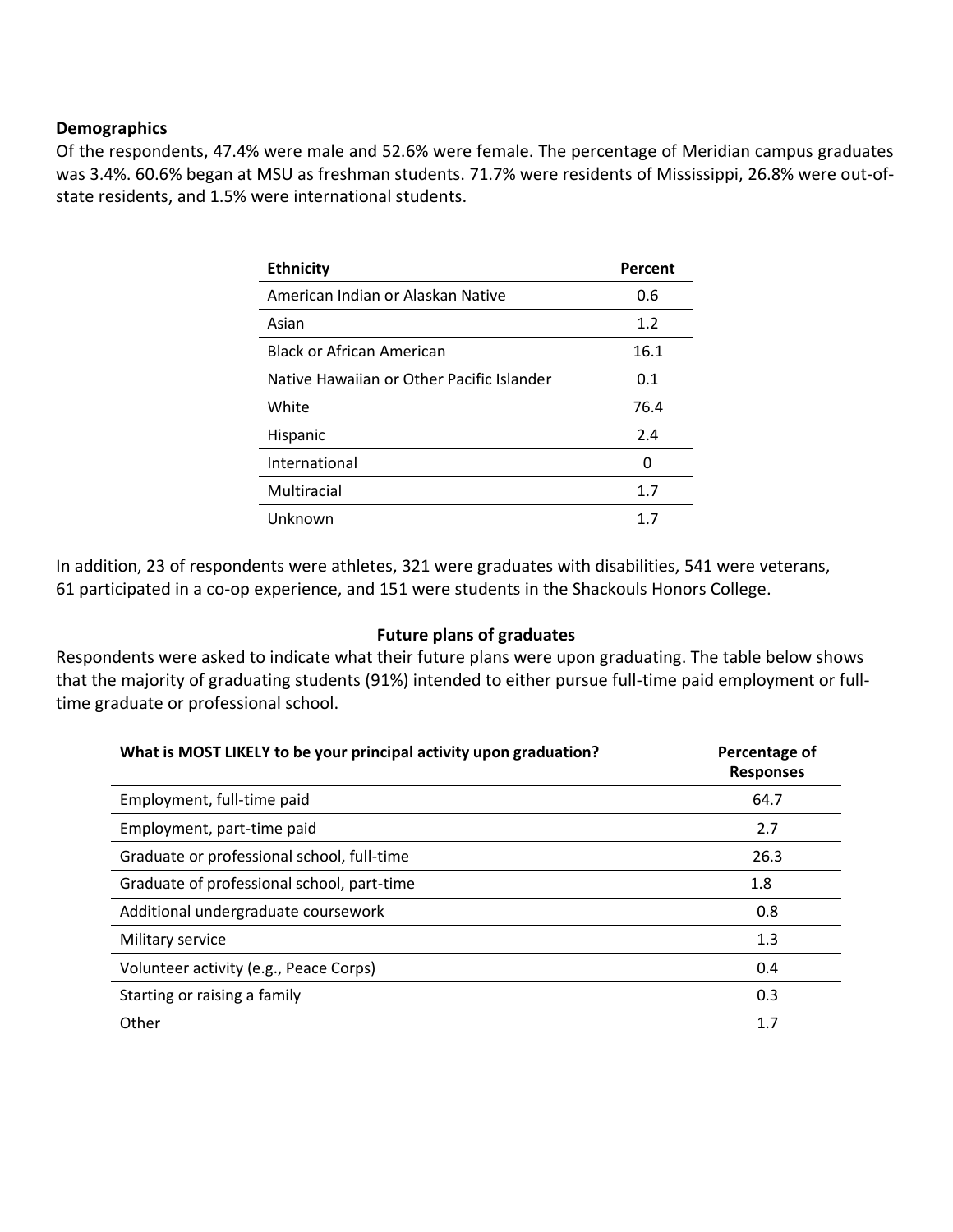## Demographics

Of the respondents, 47.4% were male and 52.6% were female. The percentage of Meridian campus graduates was 3.4%. 60.6% began at MSU as freshman students. 71.7% were residents of Mississippi, 26.8% were out-of-state residents, and 1.5% were international students.

| Ethnicity | Percent |
|---|---|
| American Indian or Alaskan Native | 0.6 |
| Asian | 1.2 |
| Black or African American | 16.1 |
| Native Hawaiian or Other Pacific Islander | 0.1 |
| White | 76.4 |
| Hispanic | 2.4 |
| International | 0 |
| Multiracial | 1.7 |
| Unknown | 1.7 |

In addition, 23 of respondents were athletes, 321 were graduates with disabilities, 541 were veterans, 61 participated in a co-op experience, and 151 were students in the Shackouls Honors College.

## Future plans of graduates

Respondents were asked to indicate what their future plans were upon graduating. The table below shows that the majority of graduating students (91%) intended to either pursue full-time paid employment or full-time graduate or professional school.

| What is MOST LIKELY to be your principal activity upon graduation? | Percentage of Responses |
|---|---|
| Employment, full-time paid | 64.7 |
| Employment, part-time paid | 2.7 |
| Graduate or professional school, full-time | 26.3 |
| Graduate of professional school, part-time | 1.8 |
| Additional undergraduate coursework | 0.8 |
| Military service | 1.3 |
| Volunteer activity (e.g., Peace Corps) | 0.4 |
| Starting or raising a family | 0.3 |
| Other | 1.7 |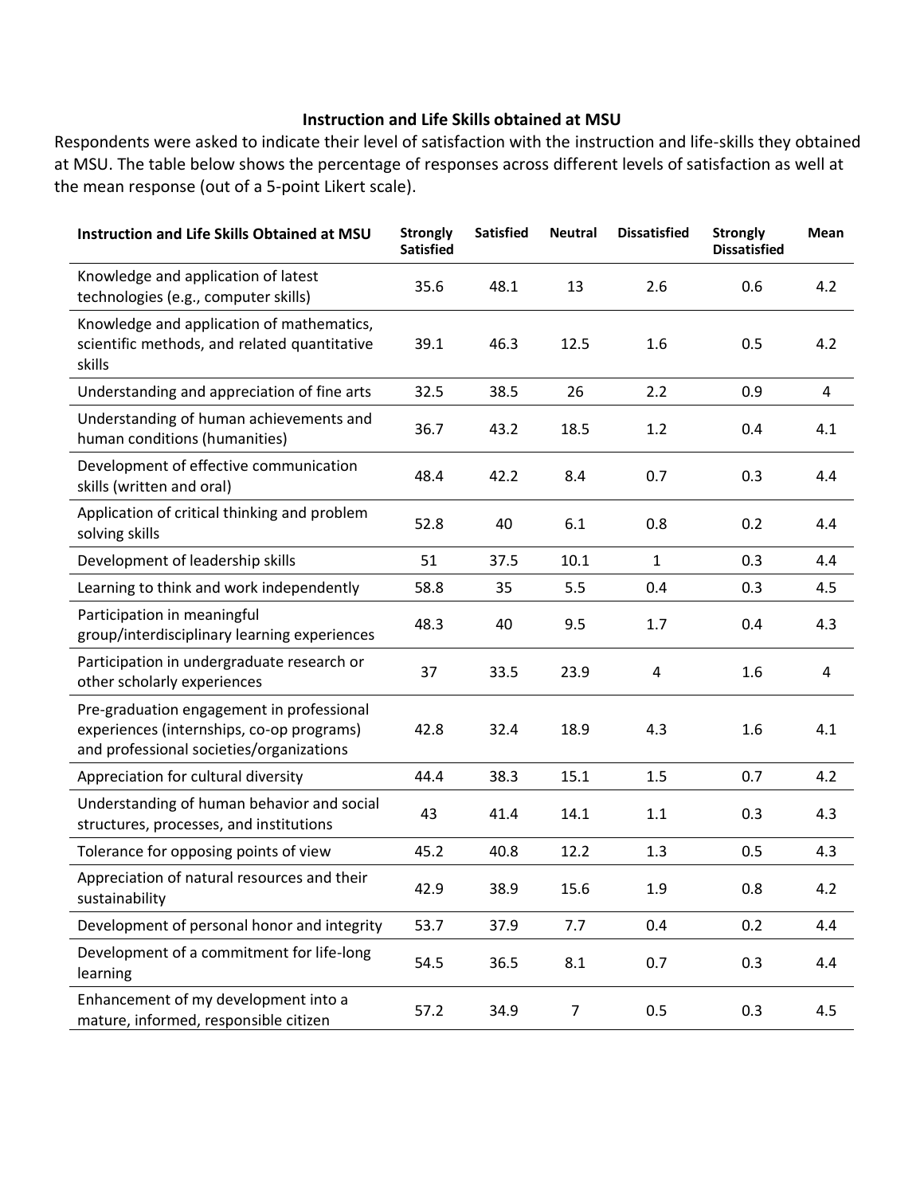**Instruction and Life Skills obtained at MSU**

Respondents were asked to indicate their level of satisfaction with the instruction and life-skills they obtained at MSU. The table below shows the percentage of responses across different levels of satisfaction as well at the mean response (out of a 5-point Likert scale).

| Instruction and Life Skills Obtained at MSU | Strongly Satisfied | Satisfied | Neutral | Dissatisfied | Strongly Dissatisfied | Mean |
|---|---|---|---|---|---|---|
| Knowledge and application of latest technologies (e.g., computer skills) | 35.6 | 48.1 | 13 | 2.6 | 0.6 | 4.2 |
| Knowledge and application of mathematics, scientific methods, and related quantitative skills | 39.1 | 46.3 | 12.5 | 1.6 | 0.5 | 4.2 |
| Understanding and appreciation of fine arts | 32.5 | 38.5 | 26 | 2.2 | 0.9 | 4 |
| Understanding of human achievements and human conditions (humanities) | 36.7 | 43.2 | 18.5 | 1.2 | 0.4 | 4.1 |
| Development of effective communication skills (written and oral) | 48.4 | 42.2 | 8.4 | 0.7 | 0.3 | 4.4 |
| Application of critical thinking and problem solving skills | 52.8 | 40 | 6.1 | 0.8 | 0.2 | 4.4 |
| Development of leadership skills | 51 | 37.5 | 10.1 | 1 | 0.3 | 4.4 |
| Learning to think and work independently | 58.8 | 35 | 5.5 | 0.4 | 0.3 | 4.5 |
| Participation in meaningful group/interdisciplinary learning experiences | 48.3 | 40 | 9.5 | 1.7 | 0.4 | 4.3 |
| Participation in undergraduate research or other scholarly experiences | 37 | 33.5 | 23.9 | 4 | 1.6 | 4 |
| Pre-graduation engagement in professional experiences (internships, co-op programs) and professional societies/organizations | 42.8 | 32.4 | 18.9 | 4.3 | 1.6 | 4.1 |
| Appreciation for cultural diversity | 44.4 | 38.3 | 15.1 | 1.5 | 0.7 | 4.2 |
| Understanding of human behavior and social structures, processes, and institutions | 43 | 41.4 | 14.1 | 1.1 | 0.3 | 4.3 |
| Tolerance for opposing points of view | 45.2 | 40.8 | 12.2 | 1.3 | 0.5 | 4.3 |
| Appreciation of natural resources and their sustainability | 42.9 | 38.9 | 15.6 | 1.9 | 0.8 | 4.2 |
| Development of personal honor and integrity | 53.7 | 37.9 | 7.7 | 0.4 | 0.2 | 4.4 |
| Development of a commitment for life-long learning | 54.5 | 36.5 | 8.1 | 0.7 | 0.3 | 4.4 |
| Enhancement of my development into a mature, informed, responsible citizen | 57.2 | 34.9 | 7 | 0.5 | 0.3 | 4.5 |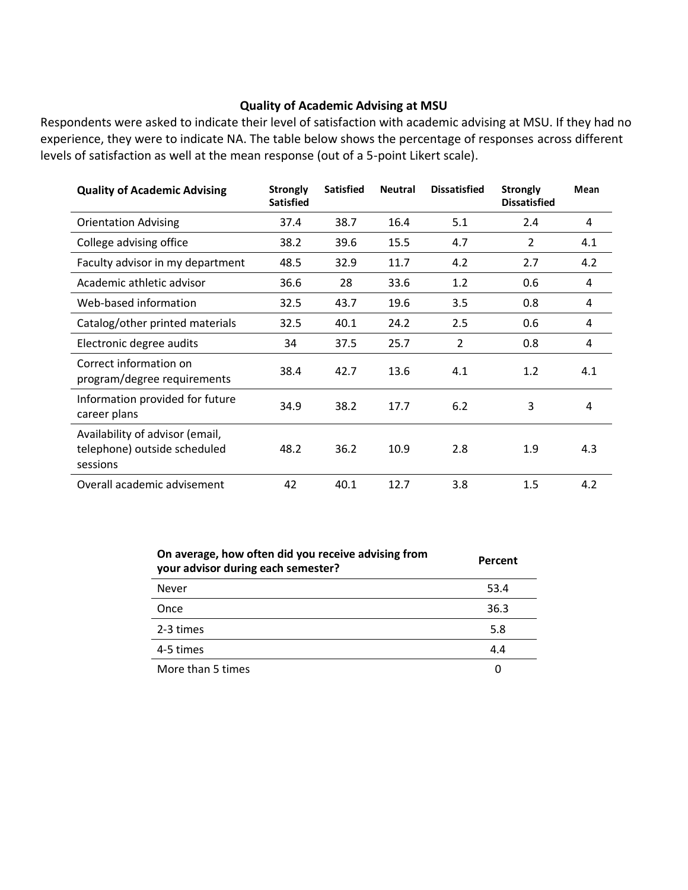**Quality of Academic Advising at MSU**

Respondents were asked to indicate their level of satisfaction with academic advising at MSU. If they had no experience, they were to indicate NA. The table below shows the percentage of responses across different levels of satisfaction as well at the mean response (out of a 5-point Likert scale).

| Quality of Academic Advising | Strongly Satisfied | Satisfied | Neutral | Dissatisfied | Strongly Dissatisfied | Mean |
|---|---|---|---|---|---|---|
| Orientation Advising | 37.4 | 38.7 | 16.4 | 5.1 | 2.4 | 4 |
| College advising office | 38.2 | 39.6 | 15.5 | 4.7 | 2 | 4.1 |
| Faculty advisor in my department | 48.5 | 32.9 | 11.7 | 4.2 | 2.7 | 4.2 |
| Academic athletic advisor | 36.6 | 28 | 33.6 | 1.2 | 0.6 | 4 |
| Web-based information | 32.5 | 43.7 | 19.6 | 3.5 | 0.8 | 4 |
| Catalog/other printed materials | 32.5 | 40.1 | 24.2 | 2.5 | 0.6 | 4 |
| Electronic degree audits | 34 | 37.5 | 25.7 | 2 | 0.8 | 4 |
| Correct information on program/degree requirements | 38.4 | 42.7 | 13.6 | 4.1 | 1.2 | 4.1 |
| Information provided for future career plans | 34.9 | 38.2 | 17.7 | 6.2 | 3 | 4 |
| Availability of advisor (email, telephone) outside scheduled sessions | 48.2 | 36.2 | 10.9 | 2.8 | 1.9 | 4.3 |
| Overall academic advisement | 42 | 40.1 | 12.7 | 3.8 | 1.5 | 4.2 |

| On average, how often did you receive advising from your advisor during each semester? | Percent |
|---|---|
| Never | 53.4 |
| Once | 36.3 |
| 2-3 times | 5.8 |
| 4-5 times | 4.4 |
| More than 5 times | 0 |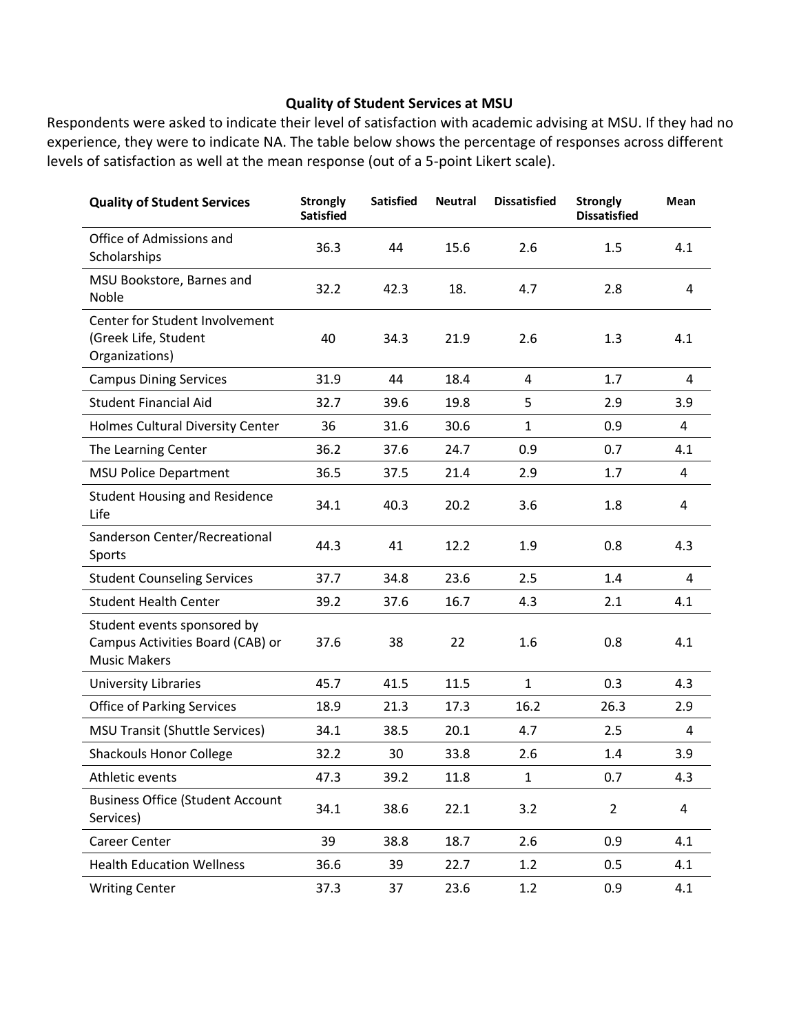**Quality of Student Services at MSU**

Respondents were asked to indicate their level of satisfaction with academic advising at MSU. If they had no experience, they were to indicate NA. The table below shows the percentage of responses across different levels of satisfaction as well at the mean response (out of a 5-point Likert scale).

| Quality of Student Services | Strongly Satisfied | Satisfied | Neutral | Dissatisfied | Strongly Dissatisfied | Mean |
|---|---|---|---|---|---|---|
| Office of Admissions and Scholarships | 36.3 | 44 | 15.6 | 2.6 | 1.5 | 4.1 |
| MSU Bookstore, Barnes and Noble | 32.2 | 42.3 | 18. | 4.7 | 2.8 | 4 |
| Center for Student Involvement (Greek Life, Student Organizations) | 40 | 34.3 | 21.9 | 2.6 | 1.3 | 4.1 |
| Campus Dining Services | 31.9 | 44 | 18.4 | 4 | 1.7 | 4 |
| Student Financial Aid | 32.7 | 39.6 | 19.8 | 5 | 2.9 | 3.9 |
| Holmes Cultural Diversity Center | 36 | 31.6 | 30.6 | 1 | 0.9 | 4 |
| The Learning Center | 36.2 | 37.6 | 24.7 | 0.9 | 0.7 | 4.1 |
| MSU Police Department | 36.5 | 37.5 | 21.4 | 2.9 | 1.7 | 4 |
| Student Housing and Residence Life | 34.1 | 40.3 | 20.2 | 3.6 | 1.8 | 4 |
| Sanderson Center/Recreational Sports | 44.3 | 41 | 12.2 | 1.9 | 0.8 | 4.3 |
| Student Counseling Services | 37.7 | 34.8 | 23.6 | 2.5 | 1.4 | 4 |
| Student Health Center | 39.2 | 37.6 | 16.7 | 4.3 | 2.1 | 4.1 |
| Student events sponsored by Campus Activities Board (CAB) or Music Makers | 37.6 | 38 | 22 | 1.6 | 0.8 | 4.1 |
| University Libraries | 45.7 | 41.5 | 11.5 | 1 | 0.3 | 4.3 |
| Office of Parking Services | 18.9 | 21.3 | 17.3 | 16.2 | 26.3 | 2.9 |
| MSU Transit (Shuttle Services) | 34.1 | 38.5 | 20.1 | 4.7 | 2.5 | 4 |
| Shackouls Honor College | 32.2 | 30 | 33.8 | 2.6 | 1.4 | 3.9 |
| Athletic events | 47.3 | 39.2 | 11.8 | 1 | 0.7 | 4.3 |
| Business Office (Student Account Services) | 34.1 | 38.6 | 22.1 | 3.2 | 2 | 4 |
| Career Center | 39 | 38.8 | 18.7 | 2.6 | 0.9 | 4.1 |
| Health Education Wellness | 36.6 | 39 | 22.7 | 1.2 | 0.5 | 4.1 |
| Writing Center | 37.3 | 37 | 23.6 | 1.2 | 0.9 | 4.1 |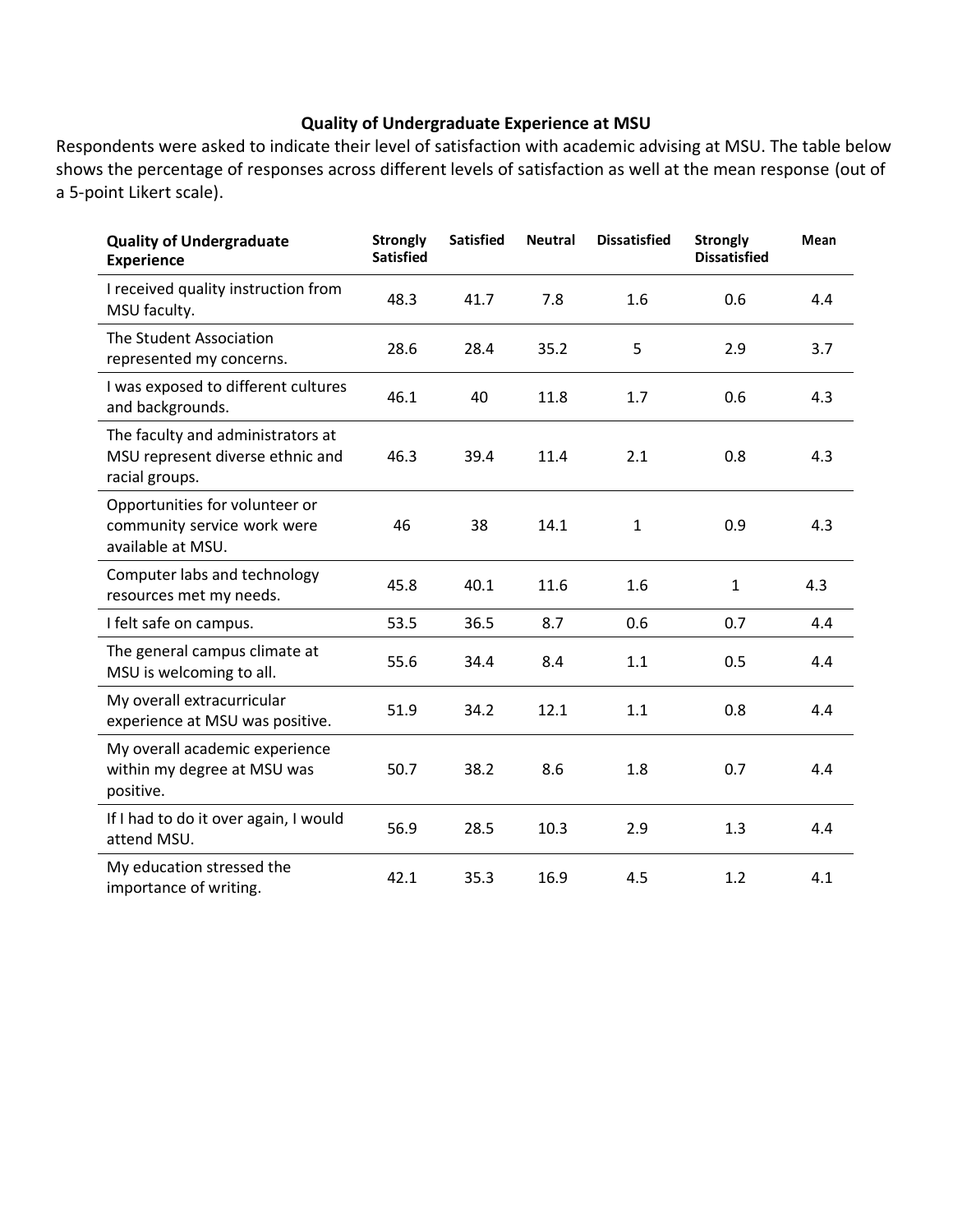**Quality of Undergraduate Experience at MSU**

Respondents were asked to indicate their level of satisfaction with academic advising at MSU. The table below shows the percentage of responses across different levels of satisfaction as well at the mean response (out of a 5-point Likert scale).

| Quality of Undergraduate Experience | Strongly Satisfied | Satisfied | Neutral | Dissatisfied | Strongly Dissatisfied | Mean |
|---|---|---|---|---|---|---|
| I received quality instruction from MSU faculty. | 48.3 | 41.7 | 7.8 | 1.6 | 0.6 | 4.4 |
| The Student Association represented my concerns. | 28.6 | 28.4 | 35.2 | 5 | 2.9 | 3.7 |
| I was exposed to different cultures and backgrounds. | 46.1 | 40 | 11.8 | 1.7 | 0.6 | 4.3 |
| The faculty and administrators at MSU represent diverse ethnic and racial groups. | 46.3 | 39.4 | 11.4 | 2.1 | 0.8 | 4.3 |
| Opportunities for volunteer or community service work were available at MSU. | 46 | 38 | 14.1 | 1 | 0.9 | 4.3 |
| Computer labs and technology resources met my needs. | 45.8 | 40.1 | 11.6 | 1.6 | 1 | 4.3 |
| I felt safe on campus. | 53.5 | 36.5 | 8.7 | 0.6 | 0.7 | 4.4 |
| The general campus climate at MSU is welcoming to all. | 55.6 | 34.4 | 8.4 | 1.1 | 0.5 | 4.4 |
| My overall extracurricular experience at MSU was positive. | 51.9 | 34.2 | 12.1 | 1.1 | 0.8 | 4.4 |
| My overall academic experience within my degree at MSU was positive. | 50.7 | 38.2 | 8.6 | 1.8 | 0.7 | 4.4 |
| If I had to do it over again, I would attend MSU. | 56.9 | 28.5 | 10.3 | 2.9 | 1.3 | 4.4 |
| My education stressed the importance of writing. | 42.1 | 35.3 | 16.9 | 4.5 | 1.2 | 4.1 |